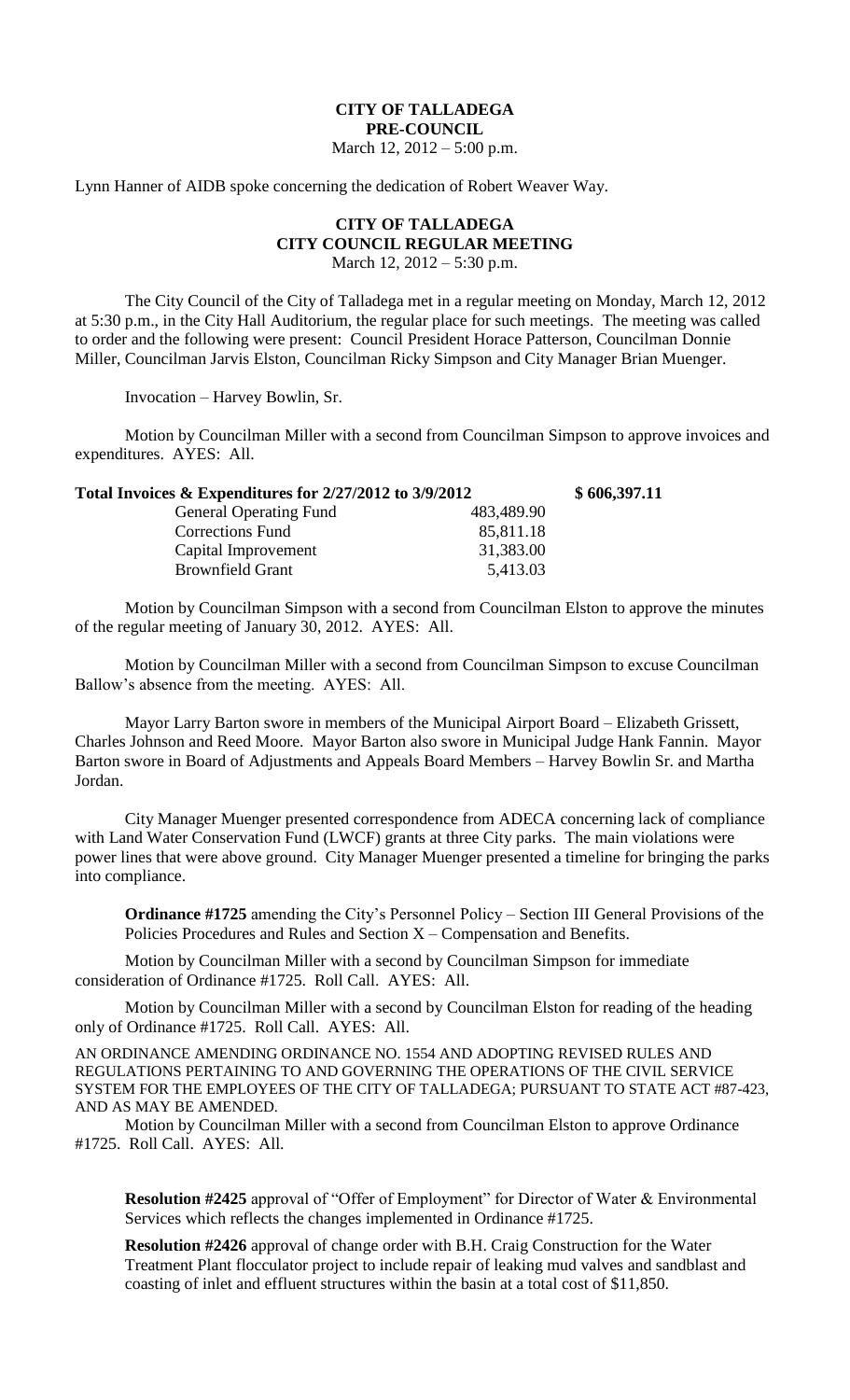# CITY OF TALLADEGA
## PRE-COUNCIL
March 12, 2012 – 5:00 p.m.

Lynn Hanner of AIDB spoke concerning the dedication of Robert Weaver Way.

# CITY OF TALLADEGA
## CITY COUNCIL REGULAR MEETING
March 12, 2012 – 5:30 p.m.

The City Council of the City of Talladega met in a regular meeting on Monday, March 12, 2012 at 5:30 p.m., in the City Hall Auditorium, the regular place for such meetings. The meeting was called to order and the following were present: Council President Horace Patterson, Councilman Donnie Miller, Councilman Jarvis Elston, Councilman Ricky Simpson and City Manager Brian Muenger.

Invocation – Harvey Bowlin, Sr.

Motion by Councilman Miller with a second from Councilman Simpson to approve invoices and expenditures. AYES: All.

| **Total Invoices & Expenditures for 2/27/2012 to 3/9/2012** | | **$ 606,397.11** |
|---|---|---|
| General Operating Fund | 483,489.90 | |
| Corrections Fund | 85,811.18 | |
| Capital Improvement | 31,383.00 | |
| Brownfield Grant | 5,413.03 | |

Motion by Councilman Simpson with a second from Councilman Elston to approve the minutes of the regular meeting of January 30, 2012. AYES: All.

Motion by Councilman Miller with a second from Councilman Simpson to excuse Councilman Ballow's absence from the meeting. AYES: All.

Mayor Larry Barton swore in members of the Municipal Airport Board – Elizabeth Grissett, Charles Johnson and Reed Moore. Mayor Barton also swore in Municipal Judge Hank Fannin. Mayor Barton swore in Board of Adjustments and Appeals Board Members – Harvey Bowlin Sr. and Martha Jordan.

City Manager Muenger presented correspondence from ADECA concerning lack of compliance with Land Water Conservation Fund (LWCF) grants at three City parks. The main violations were power lines that were above ground. City Manager Muenger presented a timeline for bringing the parks into compliance.

**Ordinance #1725** amending the City's Personnel Policy – Section III General Provisions of the Policies Procedures and Rules and Section X – Compensation and Benefits.

Motion by Councilman Miller with a second by Councilman Simpson for immediate consideration of Ordinance #1725. Roll Call. AYES: All.

Motion by Councilman Miller with a second by Councilman Elston for reading of the heading only of Ordinance #1725. Roll Call. AYES: All.

AN ORDINANCE AMENDING ORDINANCE NO. 1554 AND ADOPTING REVISED RULES AND REGULATIONS PERTAINING TO AND GOVERNING THE OPERATIONS OF THE CIVIL SERVICE SYSTEM FOR THE EMPLOYEES OF THE CITY OF TALLADEGA; PURSUANT TO STATE ACT #87-423, AND AS MAY BE AMENDED.

Motion by Councilman Miller with a second from Councilman Elston to approve Ordinance #1725. Roll Call. AYES: All.

**Resolution #2425** approval of "Offer of Employment" for Director of Water & Environmental Services which reflects the changes implemented in Ordinance #1725.

**Resolution #2426** approval of change order with B.H. Craig Construction for the Water Treatment Plant flocculator project to include repair of leaking mud valves and sandblast and coasting of inlet and effluent structures within the basin at a total cost of $11,850.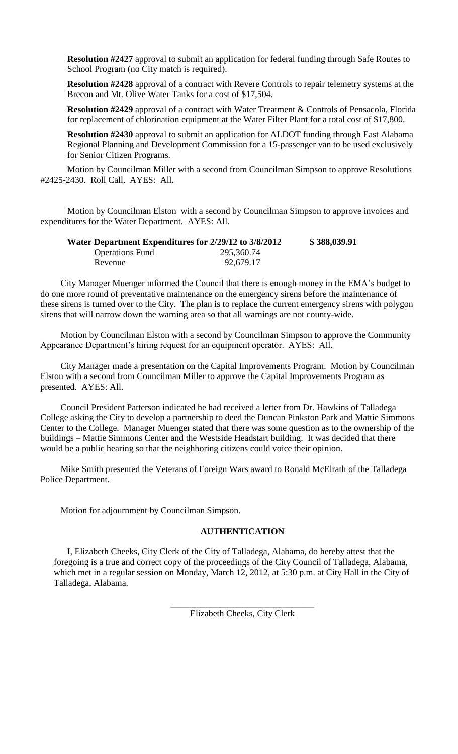**Resolution #2427** approval to submit an application for federal funding through Safe Routes to School Program (no City match is required).

**Resolution #2428** approval of a contract with Revere Controls to repair telemetry systems at the Brecon and Mt. Olive Water Tanks for a cost of $17,504.

**Resolution #2429** approval of a contract with Water Treatment & Controls of Pensacola, Florida for replacement of chlorination equipment at the Water Filter Plant for a total cost of $17,800.

**Resolution #2430** approval to submit an application for ALDOT funding through East Alabama Regional Planning and Development Commission for a 15-passenger van to be used exclusively for Senior Citizen Programs.

Motion by Councilman Miller with a second from Councilman Simpson to approve Resolutions #2425-2430. Roll Call. AYES: All.

Motion by Councilman Elston with a second by Councilman Simpson to approve invoices and expenditures for the Water Department. AYES: All.

| | | |
|---|---|---|
| **Water Department Expenditures for 2/29/12 to 3/8/2012** | | **$ 388,039.91** |
| Operations Fund | 295,360.74 | |
| Revenue | 92,679.17 | |

City Manager Muenger informed the Council that there is enough money in the EMA's budget to do one more round of preventative maintenance on the emergency sirens before the maintenance of these sirens is turned over to the City. The plan is to replace the current emergency sirens with polygon sirens that will narrow down the warning area so that all warnings are not county-wide.

Motion by Councilman Elston with a second by Councilman Simpson to approve the Community Appearance Department's hiring request for an equipment operator. AYES: All.

City Manager made a presentation on the Capital Improvements Program. Motion by Councilman Elston with a second from Councilman Miller to approve the Capital Improvements Program as presented. AYES: All.

Council President Patterson indicated he had received a letter from Dr. Hawkins of Talladega College asking the City to develop a partnership to deed the Duncan Pinkston Park and Mattie Simmons Center to the College. Manager Muenger stated that there was some question as to the ownership of the buildings – Mattie Simmons Center and the Westside Headstart building. It was decided that there would be a public hearing so that the neighboring citizens could voice their opinion.

Mike Smith presented the Veterans of Foreign Wars award to Ronald McElrath of the Talladega Police Department.

Motion for adjournment by Councilman Simpson.

**AUTHENTICATION**

I, Elizabeth Cheeks, City Clerk of the City of Talladega, Alabama, do hereby attest that the foregoing is a true and correct copy of the proceedings of the City Council of Talladega, Alabama, which met in a regular session on Monday, March 12, 2012, at 5:30 p.m. at City Hall in the City of Talladega, Alabama.

\_\_\_\_\_\_\_\_\_\_\_\_\_\_\_\_\_\_\_\_\_\_\_\_\_\_\_\_\_\_\_\_

Elizabeth Cheeks, City Clerk